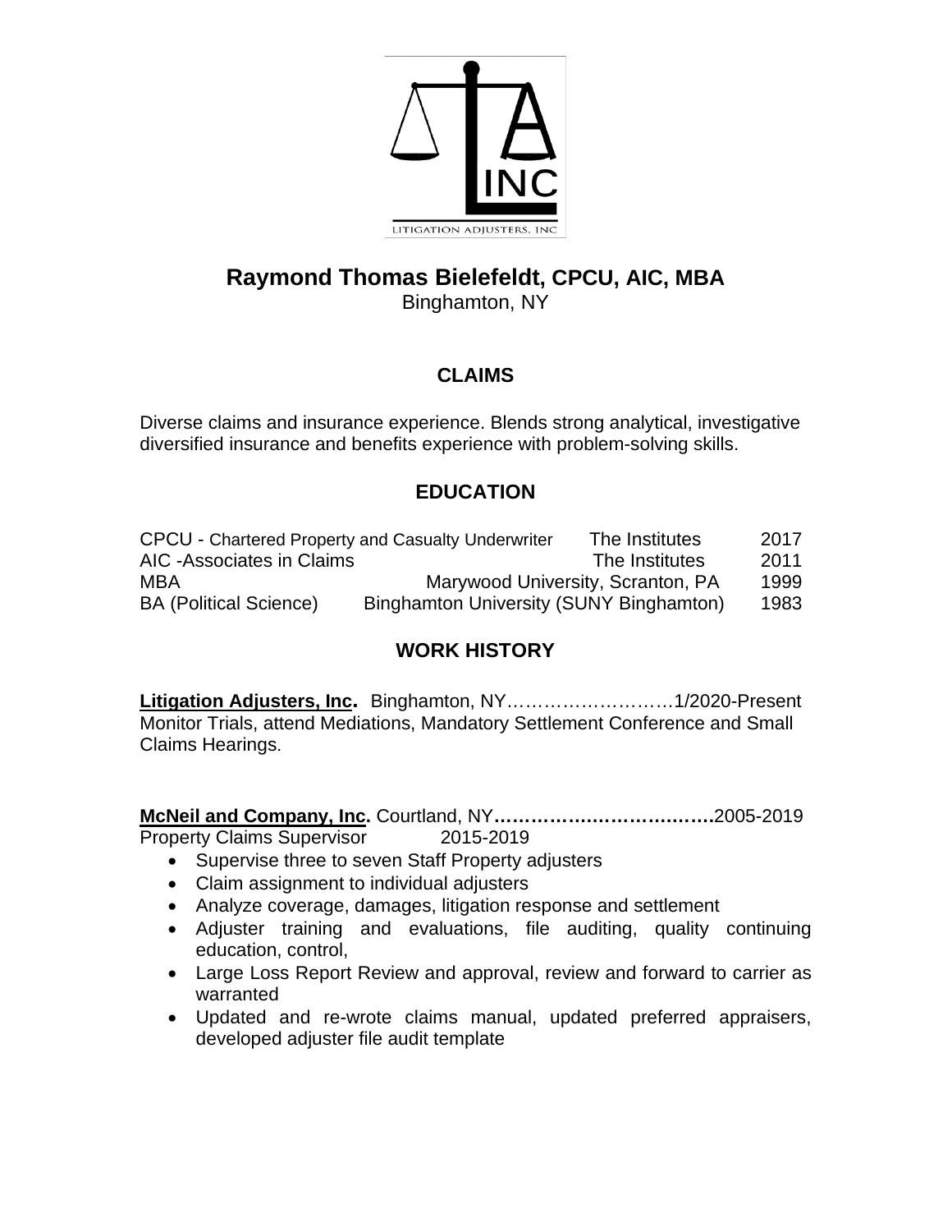# Raymond Thomas Bielefeldt, CPCU, AIC, MBA

Binghamton, NY

## CLAIMS

Diverse claims and insurance experience. Blends strong analytical, investigative diversified insurance and benefits experience with problem-solving skills.

## EDUCATION

| | | |
|---|---|---|
| CPCU - Chartered Property and Casualty Underwriter | The Institutes | 2017 |
| AIC -Associates in Claims | The Institutes | 2011 |
| MBA | Marywood University, Scranton, PA | 1999 |
| BA (Political Science) | Binghamton University (SUNY Binghamton) | 1983 |

## WORK HISTORY

**Litigation Adjusters, Inc.** Binghamton, NY………………………1/2020-Present
Monitor Trials, attend Mediations, Mandatory Settlement Conference and Small Claims Hearings.

**McNeil and Company, Inc.** Courtland, NY**………………………………**2005-2019
Property Claims Supervisor 2015-2019

- Supervise three to seven Staff Property adjusters
- Claim assignment to individual adjusters
- Analyze coverage, damages, litigation response and settlement
- Adjuster training and evaluations, file auditing, quality continuing education, control,
- Large Loss Report Review and approval, review and forward to carrier as warranted
- Updated and re-wrote claims manual, updated preferred appraisers, developed adjuster file audit template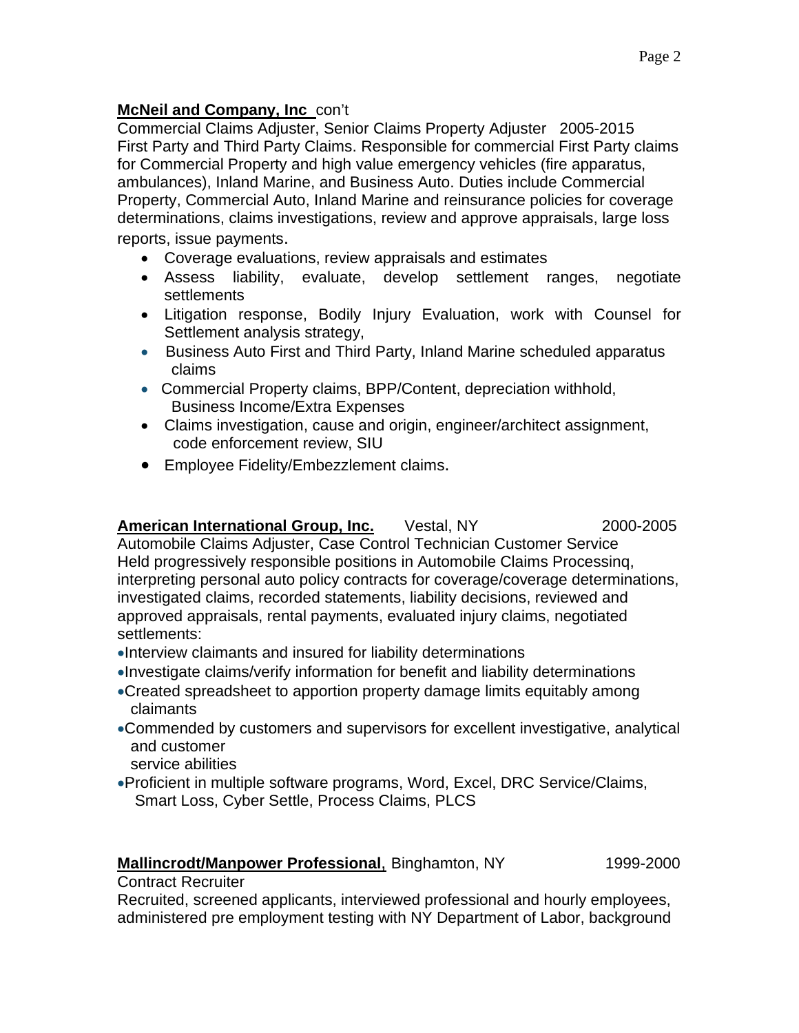**McNeil and Company, Inc** con't

Commercial Claims Adjuster, Senior Claims Property Adjuster 2005-2015
First Party and Third Party Claims. Responsible for commercial First Party claims for Commercial Property and high value emergency vehicles (fire apparatus, ambulances), Inland Marine, and Business Auto. Duties include Commercial Property, Commercial Auto, Inland Marine and reinsurance policies for coverage determinations, claims investigations, review and approve appraisals, large loss reports, issue payments.

- Coverage evaluations, review appraisals and estimates
- Assess liability, evaluate, develop settlement ranges, negotiate settlements
- Litigation response, Bodily Injury Evaluation, work with Counsel for Settlement analysis strategy,
- Business Auto First and Third Party, Inland Marine scheduled apparatus claims
- Commercial Property claims, BPP/Content, depreciation withhold, Business Income/Extra Expenses
- Claims investigation, cause and origin, engineer/architect assignment, code enforcement review, SIU
- Employee Fidelity/Embezzlement claims.

**American International Group, Inc.** Vestal, NY 2000-2005

Automobile Claims Adjuster, Case Control Technician Customer Service
Held progressively responsible positions in Automobile Claims Processinq, interpreting personal auto policy contracts for coverage/coverage determinations, investigated claims, recorded statements, liability decisions, reviewed and approved appraisals, rental payments, evaluated injury claims, negotiated settlements:

- Interview claimants and insured for liability determinations
- Investigate claims/verify information for benefit and liability determinations
- Created spreadsheet to apportion property damage limits equitably among claimants
- Commended by customers and supervisors for excellent investigative, analytical and customer service abilities
- Proficient in multiple software programs, Word, Excel, DRC Service/Claims, Smart Loss, Cyber Settle, Process Claims, PLCS

**Mallincrodt/Manpower Professional**, Binghamton, NY 1999-2000

Contract Recruiter
Recruited, screened applicants, interviewed professional and hourly employees, administered pre employment testing with NY Department of Labor, background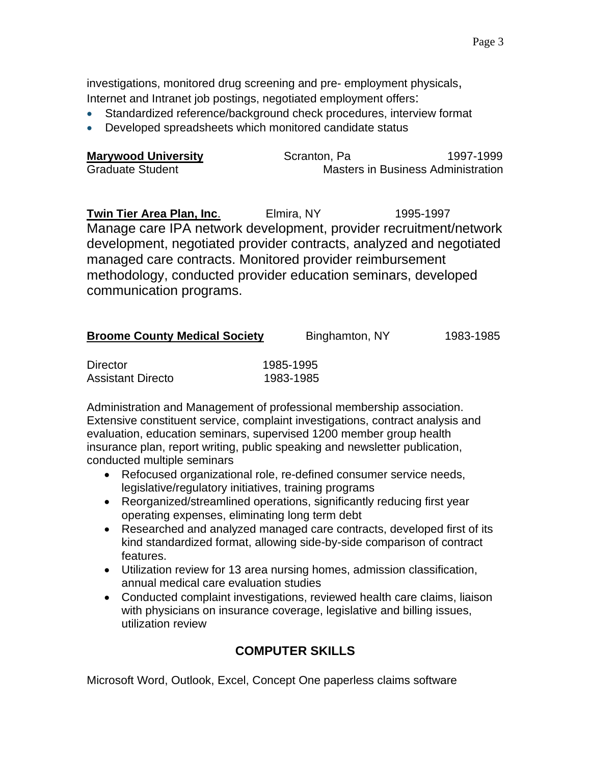investigations, monitored drug screening and pre- employment physicals, Internet and Intranet job postings, negotiated employment offers:

- Standardized reference/background check procedures, interview format
- Developed spreadsheets which monitored candidate status

**Marywood University** Scranton, Pa 1997-1999
Graduate Student Masters in Business Administration

**Twin Tier Area Plan, Inc**. Elmira, NY 1995-1997
Manage care IPA network development, provider recruitment/network development, negotiated provider contracts, analyzed and negotiated managed care contracts. Monitored provider reimbursement methodology, conducted provider education seminars, developed communication programs.

**Broome County Medical Society** Binghamton, NY 1983-1985

Director 1985-1995
Assistant Directo 1983-1985

Administration and Management of professional membership association. Extensive constituent service, complaint investigations, contract analysis and evaluation, education seminars, supervised 1200 member group health insurance plan, report writing, public speaking and newsletter publication, conducted multiple seminars

- Refocused organizational role, re-defined consumer service needs, legislative/regulatory initiatives, training programs
- Reorganized/streamlined operations, significantly reducing first year operating expenses, eliminating long term debt
- Researched and analyzed managed care contracts, developed first of its kind standardized format, allowing side-by-side comparison of contract features.
- Utilization review for 13 area nursing homes, admission classification, annual medical care evaluation studies
- Conducted complaint investigations, reviewed health care claims, liaison with physicians on insurance coverage, legislative and billing issues, utilization review

## COMPUTER SKILLS

Microsoft Word, Outlook, Excel, Concept One paperless claims software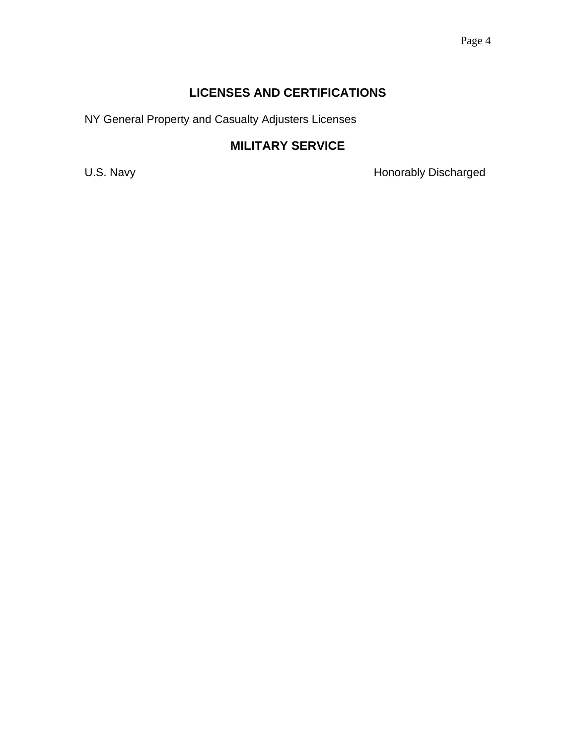## LICENSES AND CERTIFICATIONS

NY General Property and Casualty Adjusters Licenses

## MILITARY SERVICE

U.S. Navy Honorably Discharged